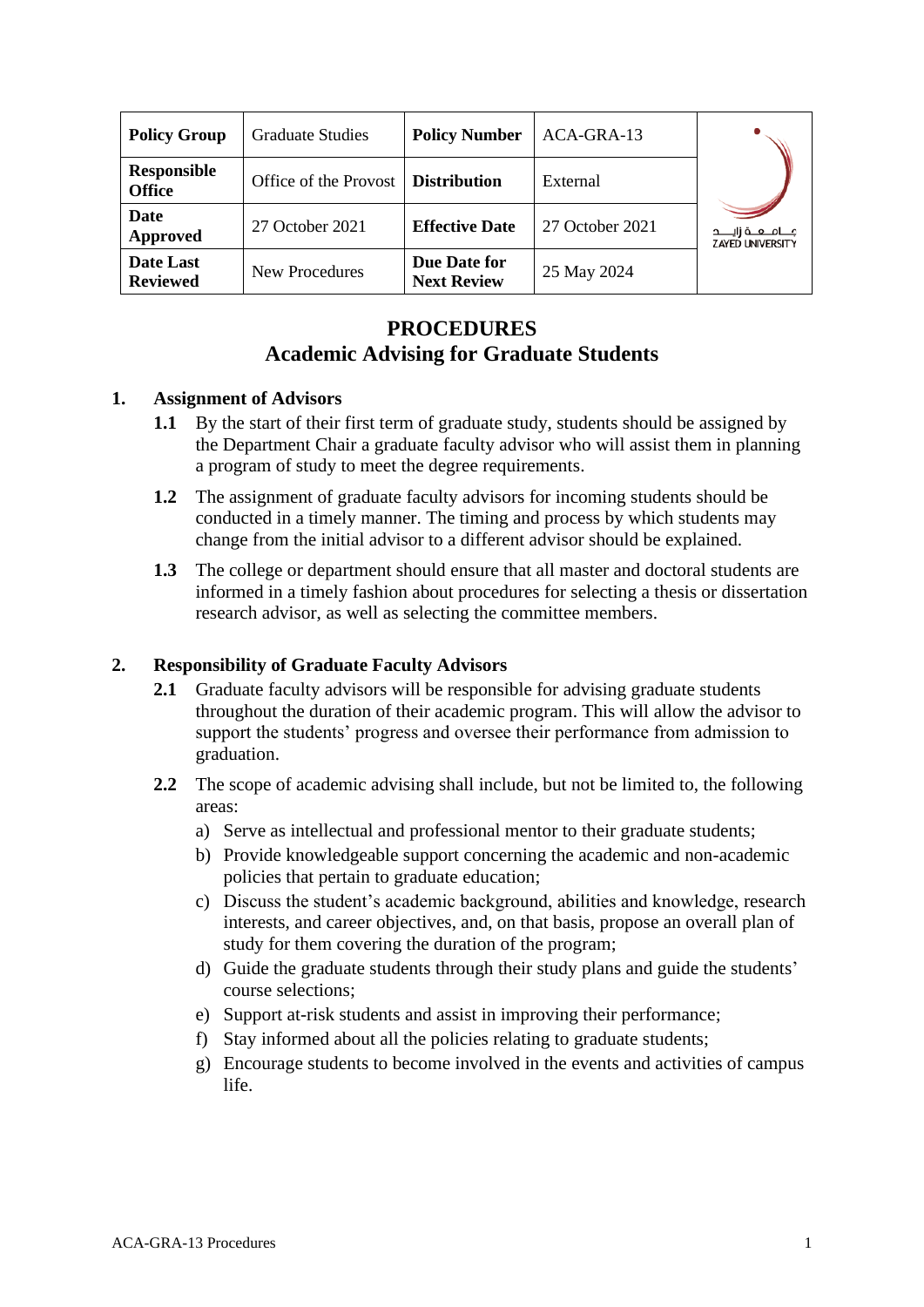| Policy Group | Graduate Studies | Policy Number | ACA-GRA-13 |
|---|---|---|---|
| Responsible Office | Office of the Provost | Distribution | External |
| Date Approved | 27 October 2021 | Effective Date | 27 October 2021 |
| Date Last Reviewed | New Procedures | Due Date for Next Review | 25 May 2024 |

# PROCEDURES
## Academic Advising for Graduate Students

### 1. Assignment of Advisors

**1.1** By the start of their first term of graduate study, students should be assigned by the Department Chair a graduate faculty advisor who will assist them in planning a program of study to meet the degree requirements.

**1.2** The assignment of graduate faculty advisors for incoming students should be conducted in a timely manner. The timing and process by which students may change from the initial advisor to a different advisor should be explained.

**1.3** The college or department should ensure that all master and doctoral students are informed in a timely fashion about procedures for selecting a thesis or dissertation research advisor, as well as selecting the committee members.

### 2. Responsibility of Graduate Faculty Advisors

**2.1** Graduate faculty advisors will be responsible for advising graduate students throughout the duration of their academic program. This will allow the advisor to support the students' progress and oversee their performance from admission to graduation.

**2.2** The scope of academic advising shall include, but not be limited to, the following areas:

a) Serve as intellectual and professional mentor to their graduate students;

b) Provide knowledgeable support concerning the academic and non-academic policies that pertain to graduate education;

c) Discuss the student's academic background, abilities and knowledge, research interests, and career objectives, and, on that basis, propose an overall plan of study for them covering the duration of the program;

d) Guide the graduate students through their study plans and guide the students' course selections;

e) Support at-risk students and assist in improving their performance;

f) Stay informed about all the policies relating to graduate students;

g) Encourage students to become involved in the events and activities of campus life.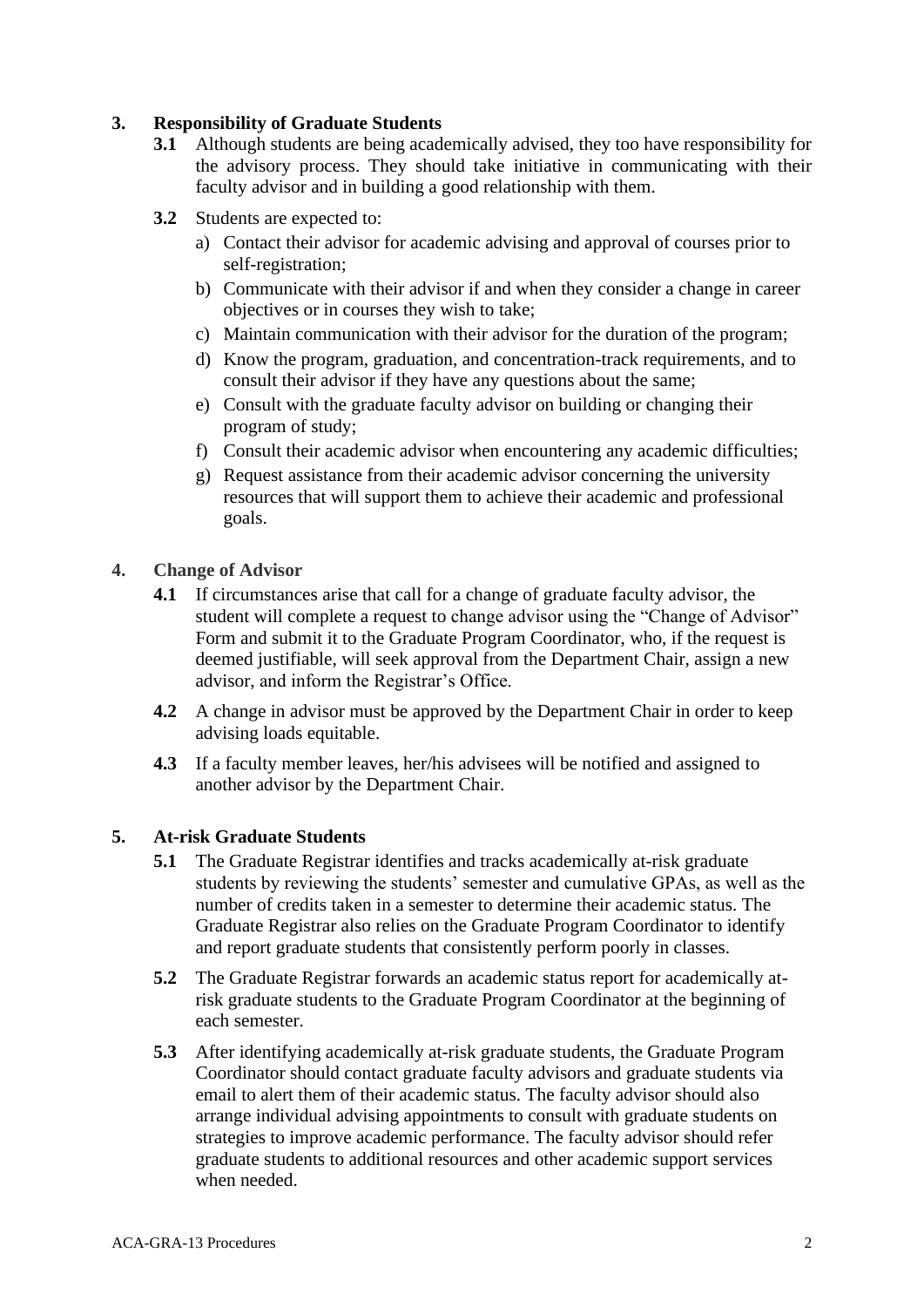## 3. Responsibility of Graduate Students

**3.1** Although students are being academically advised, they too have responsibility for the advisory process. They should take initiative in communicating with their faculty advisor and in building a good relationship with them.

**3.2** Students are expected to:

a) Contact their advisor for academic advising and approval of courses prior to self-registration;

b) Communicate with their advisor if and when they consider a change in career objectives or in courses they wish to take;

c) Maintain communication with their advisor for the duration of the program;

d) Know the program, graduation, and concentration-track requirements, and to consult their advisor if they have any questions about the same;

e) Consult with the graduate faculty advisor on building or changing their program of study;

f) Consult their academic advisor when encountering any academic difficulties;

g) Request assistance from their academic advisor concerning the university resources that will support them to achieve their academic and professional goals.

## 4. Change of Advisor

**4.1** If circumstances arise that call for a change of graduate faculty advisor, the student will complete a request to change advisor using the "Change of Advisor" Form and submit it to the Graduate Program Coordinator, who, if the request is deemed justifiable, will seek approval from the Department Chair, assign a new advisor, and inform the Registrar's Office.

**4.2** A change in advisor must be approved by the Department Chair in order to keep advising loads equitable.

**4.3** If a faculty member leaves, her/his advisees will be notified and assigned to another advisor by the Department Chair.

## 5. At-risk Graduate Students

**5.1** The Graduate Registrar identifies and tracks academically at-risk graduate students by reviewing the students' semester and cumulative GPAs, as well as the number of credits taken in a semester to determine their academic status. The Graduate Registrar also relies on the Graduate Program Coordinator to identify and report graduate students that consistently perform poorly in classes.

**5.2** The Graduate Registrar forwards an academic status report for academically at-risk graduate students to the Graduate Program Coordinator at the beginning of each semester.

**5.3** After identifying academically at-risk graduate students, the Graduate Program Coordinator should contact graduate faculty advisors and graduate students via email to alert them of their academic status. The faculty advisor should also arrange individual advising appointments to consult with graduate students on strategies to improve academic performance. The faculty advisor should refer graduate students to additional resources and other academic support services when needed.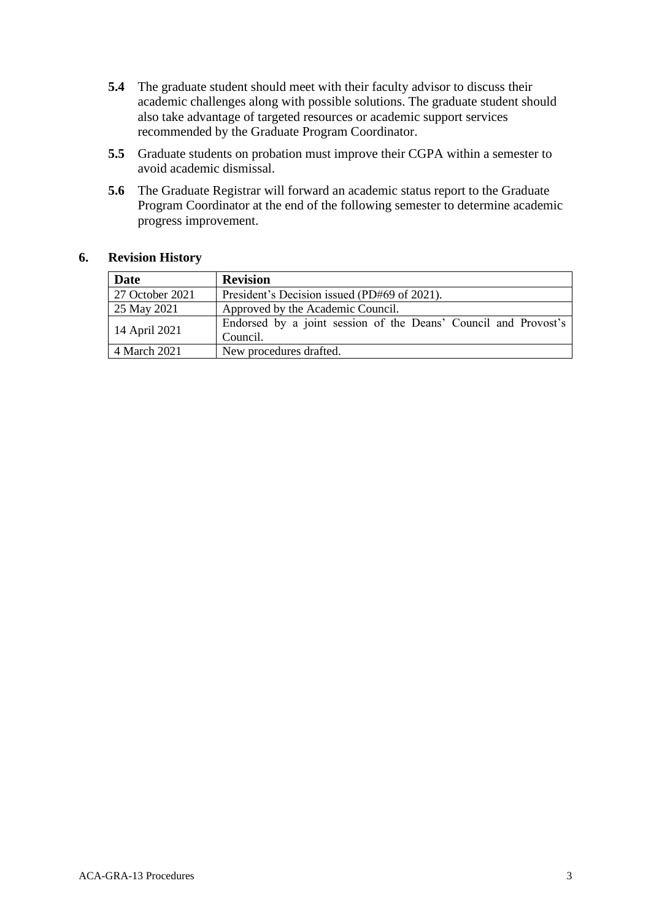**5.4** The graduate student should meet with their faculty advisor to discuss their academic challenges along with possible solutions. The graduate student should also take advantage of targeted resources or academic support services recommended by the Graduate Program Coordinator.

**5.5** Graduate students on probation must improve their CGPA within a semester to avoid academic dismissal.

**5.6** The Graduate Registrar will forward an academic status report to the Graduate Program Coordinator at the end of the following semester to determine academic progress improvement.

## 6. Revision History

| Date | Revision |
| --- | --- |
| 27 October 2021 | President's Decision issued (PD#69 of 2021). |
| 25 May 2021 | Approved by the Academic Council. |
| 14 April 2021 | Endorsed by a joint session of the Deans' Council and Provost's Council. |
| 4 March 2021 | New procedures drafted. |